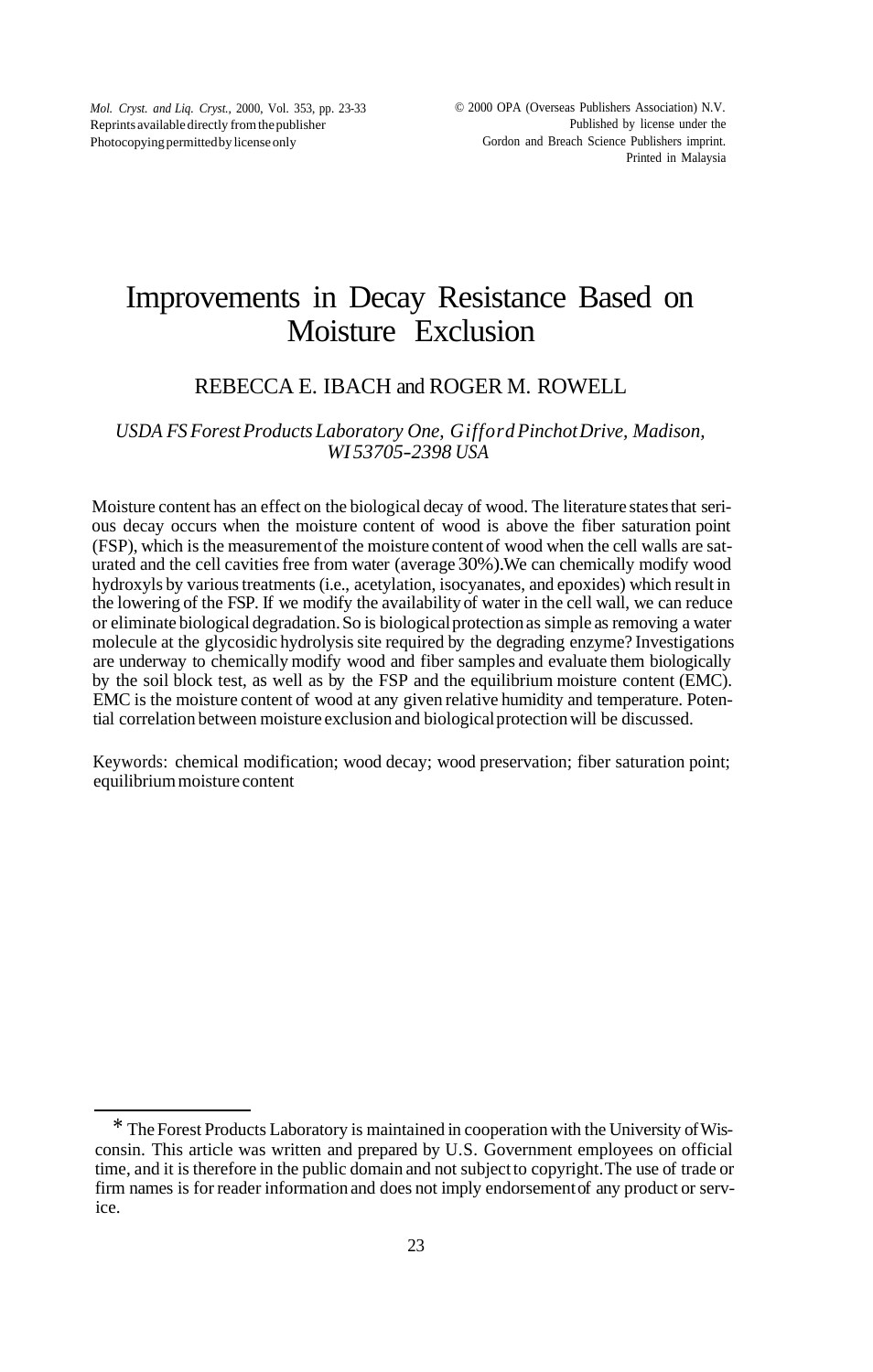# Improvements in Decay Resistance Based on Moisture Exclusion

REBECCA E. IBACH and ROGER M. ROWELL

*USDA FS Forest Products Laboratory One, Gifford Pinchot Drive, Madison, WI 53705-2398 USA*

Moisture content has an effect on the biological decay of wood. The literature states that serious decay occurs when the moisture content of wood is above the fiber saturation point (FSP), which is the measurement of the moisture content of wood when the cell walls are saturated and the cell cavities free from water (average 30%). We can chemically modify wood hydroxyls by various treatments (i.e., acetylation, isocyanates, and epoxides) which result in the lowering of the FSP. If we modify the availability of water in the cell wall, we can reduce or eliminate biological degradation. So is biological protection as simple as removing a water molecule at the glycosidic hydrolysis site required by the degrading enzyme? Investigations are underway to chemically modify wood and fiber samples and evaluate them biologically by the soil block test, as well as by the FSP and the equilibrium moisture content (EMC). EMC is the moisture content of wood at any given relative humidity and temperature. Potential correlation between moisture exclusion and biological protection will be discussed.

Keywords: chemical modification; wood decay; wood preservation; fiber saturation point; equilibrium moisture content

---

* The Forest Products Laboratory is maintained in cooperation with the University of Wisconsin. This article was written and prepared by U.S. Government employees on official time, and it is therefore in the public domain and not subject to copyright. The use of trade or firm names is for reader information and does not imply endorsement of any product or service.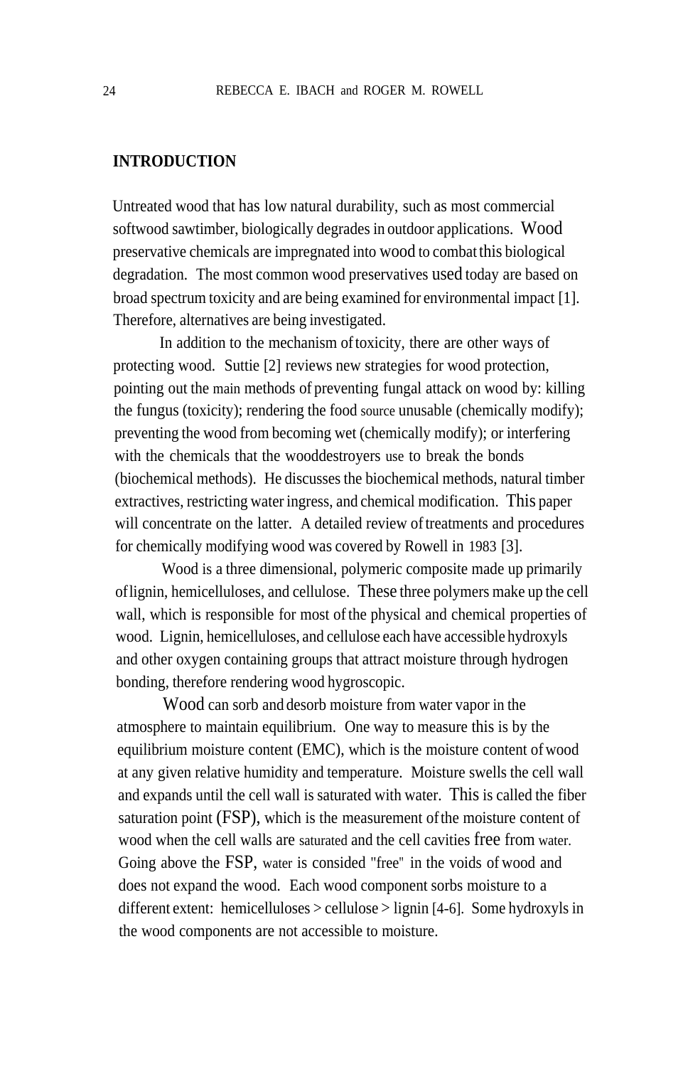## INTRODUCTION

Untreated wood that has low natural durability, such as most commercial softwood sawtimber, biologically degrades in outdoor applications. Wood preservative chemicals are impregnated into wood to combat this biological degradation. The most common wood preservatives used today are based on broad spectrum toxicity and are being examined for environmental impact [1]. Therefore, alternatives are being investigated.

In addition to the mechanism of toxicity, there are other ways of protecting wood. Suttie [2] reviews new strategies for wood protection, pointing out the main methods of preventing fungal attack on wood by: killing the fungus (toxicity); rendering the food source unusable (chemically modify); preventing the wood from becoming wet (chemically modify); or interfering with the chemicals that the wooddestroyers use to break the bonds (biochemical methods). He discusses the biochemical methods, natural timber extractives, restricting water ingress, and chemical modification. This paper will concentrate on the latter. A detailed review of treatments and procedures for chemically modifying wood was covered by Rowell in 1983 [3].

Wood is a three dimensional, polymeric composite made up primarily of lignin, hemicelluloses, and cellulose. These three polymers make up the cell wall, which is responsible for most of the physical and chemical properties of wood. Lignin, hemicelluloses, and cellulose each have accessible hydroxyls and other oxygen containing groups that attract moisture through hydrogen bonding, therefore rendering wood hygroscopic.

Wood can sorb and desorb moisture from water vapor in the atmosphere to maintain equilibrium. One way to measure this is by the equilibrium moisture content (EMC), which is the moisture content of wood at any given relative humidity and temperature. Moisture swells the cell wall and expands until the cell wall is saturated with water. This is called the fiber saturation point (FSP), which is the measurement of the moisture content of wood when the cell walls are saturated and the cell cavities free from water. Going above the FSP, water is consided "free" in the voids of wood and does not expand the wood. Each wood component sorbs moisture to a different extent: hemicelluloses > cellulose > lignin [4-6]. Some hydroxyls in the wood components are not accessible to moisture.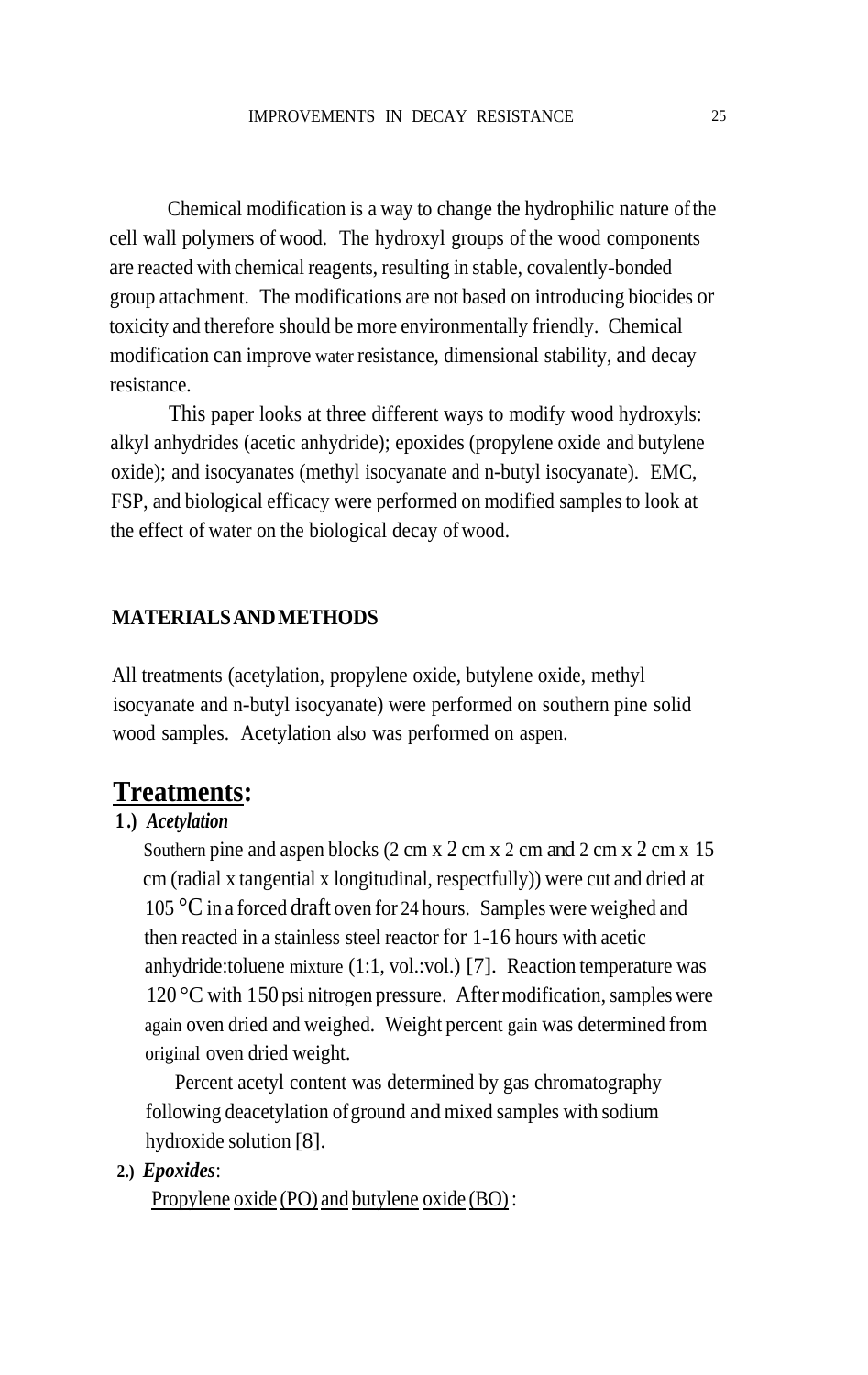Chemical modification is a way to change the hydrophilic nature of the cell wall polymers of wood. The hydroxyl groups of the wood components are reacted with chemical reagents, resulting in stable, covalently-bonded group attachment. The modifications are not based on introducing biocides or toxicity and therefore should be more environmentally friendly. Chemical modification can improve water resistance, dimensional stability, and decay resistance.

This paper looks at three different ways to modify wood hydroxyls: alkyl anhydrides (acetic anhydride); epoxides (propylene oxide and butylene oxide); and isocyanates (methyl isocyanate and n-butyl isocyanate). EMC, FSP, and biological efficacy were performed on modified samples to look at the effect of water on the biological decay of wood.

## MATERIALS AND METHODS

All treatments (acetylation, propylene oxide, butylene oxide, methyl isocyanate and n-butyl isocyanate) were performed on southern pine solid wood samples. Acetylation also was performed on aspen.

## Treatments:

**1.)** ***Acetylation***

Southern pine and aspen blocks (2 cm x 2 cm x 2 cm and 2 cm x 2 cm x 15 cm (radial x tangential x longitudinal, respectfully)) were cut and dried at 105 °C in a forced draft oven for 24 hours. Samples were weighed and then reacted in a stainless steel reactor for 1-16 hours with acetic anhydride:toluene mixture (1:1, vol.:vol.) [7]. Reaction temperature was 120 °C with 150 psi nitrogen pressure. After modification, samples were again oven dried and weighed. Weight percent gain was determined from original oven dried weight.

Percent acetyl content was determined by gas chromatography following deacetylation of ground and mixed samples with sodium hydroxide solution [8].

**2.)** ***Epoxides***:

Propylene oxide (PO) and butylene oxide (BO):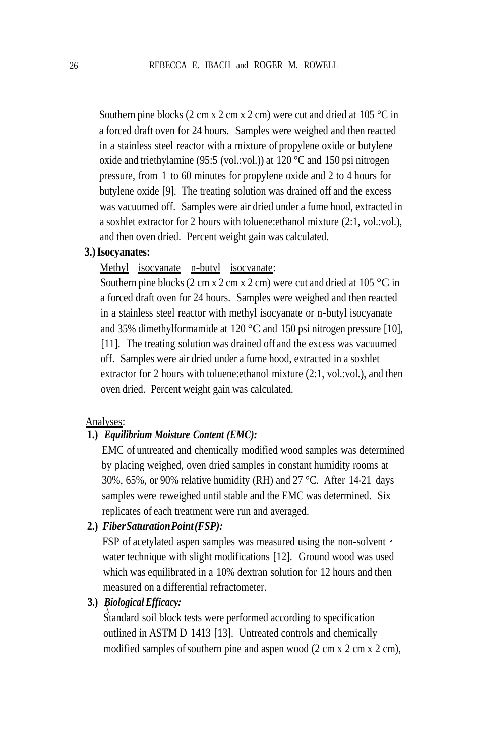Southern pine blocks (2 cm x 2 cm x 2 cm) were cut and dried at 105 °C in a forced draft oven for 24 hours. Samples were weighed and then reacted in a stainless steel reactor with a mixture of propylene oxide or butylene oxide and triethylamine (95:5 (vol.:vol.)) at 120 °C and 150 psi nitrogen pressure, from 1 to 60 minutes for propylene oxide and 2 to 4 hours for butylene oxide [9]. The treating solution was drained off and the excess was vacuumed off. Samples were air dried under a fume hood, extracted in a soxhlet extractor for 2 hours with toluene:ethanol mixture (2:1, vol.:vol.), and then oven dried. Percent weight gain was calculated.

**3.) Isocyanates:**

Methyl isocyanate n-butyl isocyanate:

Southern pine blocks (2 cm x 2 cm x 2 cm) were cut and dried at 105 °C in a forced draft oven for 24 hours. Samples were weighed and then reacted in a stainless steel reactor with methyl isocyanate or n-butyl isocyanate and 35% dimethylformamide at 120 °C and 150 psi nitrogen pressure [10], [11]. The treating solution was drained off and the excess was vacuumed off. Samples were air dried under a fume hood, extracted in a soxhlet extractor for 2 hours with toluene:ethanol mixture (2:1, vol.:vol.), and then oven dried. Percent weight gain was calculated.

Analyses:

**1.)** ***Equilibrium Moisture Content (EMC):***

EMC of untreated and chemically modified wood samples was determined by placing weighed, oven dried samples in constant humidity rooms at 30%, 65%, or 90% relative humidity (RH) and 27 °C. After 14-21 days samples were reweighed until stable and the EMC was determined. Six replicates of each treatment were run and averaged.

**2.)** ***Fiber Saturation Point (FSP):***

FSP of acetylated aspen samples was measured using the non-solvent water technique with slight modifications [12]. Ground wood was used which was equilibrated in a 10% dextran solution for 12 hours and then measured on a differential refractometer.

**3.)** ***Biological Efficacy:***

Standard soil block tests were performed according to specification outlined in ASTM D 1413 [13]. Untreated controls and chemically modified samples of southern pine and aspen wood (2 cm x 2 cm x 2 cm),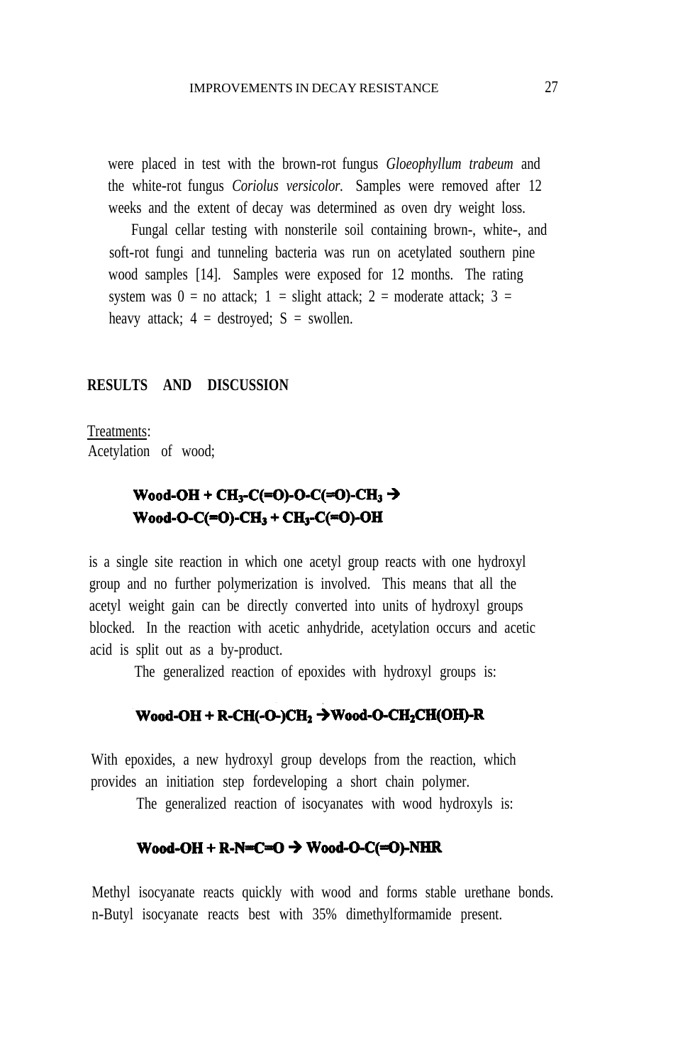were placed in test with the brown-rot fungus *Gloeophyllum trabeum* and the white-rot fungus *Coriolus versicolor.* Samples were removed after 12 weeks and the extent of decay was determined as oven dry weight loss.

Fungal cellar testing with nonsterile soil containing brown-, white-, and soft-rot fungi and tunneling bacteria was run on acetylated southern pine wood samples [14]. Samples were exposed for 12 months. The rating system was 0 = no attack; 1 = slight attack; 2 = moderate attack; 3 = heavy attack; 4 = destroyed; S = swollen.

## RESULTS AND DISCUSSION

<u>Treatments</u>:

Acetylation of wood;

$$\textbf{Wood-OH + CH}_3\textbf{-C(=O)-O-C(=O)-CH}_3 \rightarrow$$
$$\textbf{Wood-O-C(=O)-CH}_3 \textbf{ + CH}_3\textbf{-C(=O)-OH}$$

is a single site reaction in which one acetyl group reacts with one hydroxyl group and no further polymerization is involved. This means that all the acetyl weight gain can be directly converted into units of hydroxyl groups blocked. In the reaction with acetic anhydride, acetylation occurs and acetic acid is split out as a by-product.

The generalized reaction of epoxides with hydroxyl groups is:

$$\textbf{Wood-OH + R-CH(-O-)CH}_2 \rightarrow \textbf{Wood-O-CH}_2\textbf{CH(OH)-R}$$

With epoxides, a new hydroxyl group develops from the reaction, which provides an initiation step fordeveloping a short chain polymer.

The generalized reaction of isocyanates with wood hydroxyls is:

$$\textbf{Wood-OH + R-N=C=O} \rightarrow \textbf{Wood-O-C(=O)-NHR}$$

Methyl isocyanate reacts quickly with wood and forms stable urethane bonds. n-Butyl isocyanate reacts best with 35% dimethylformamide present.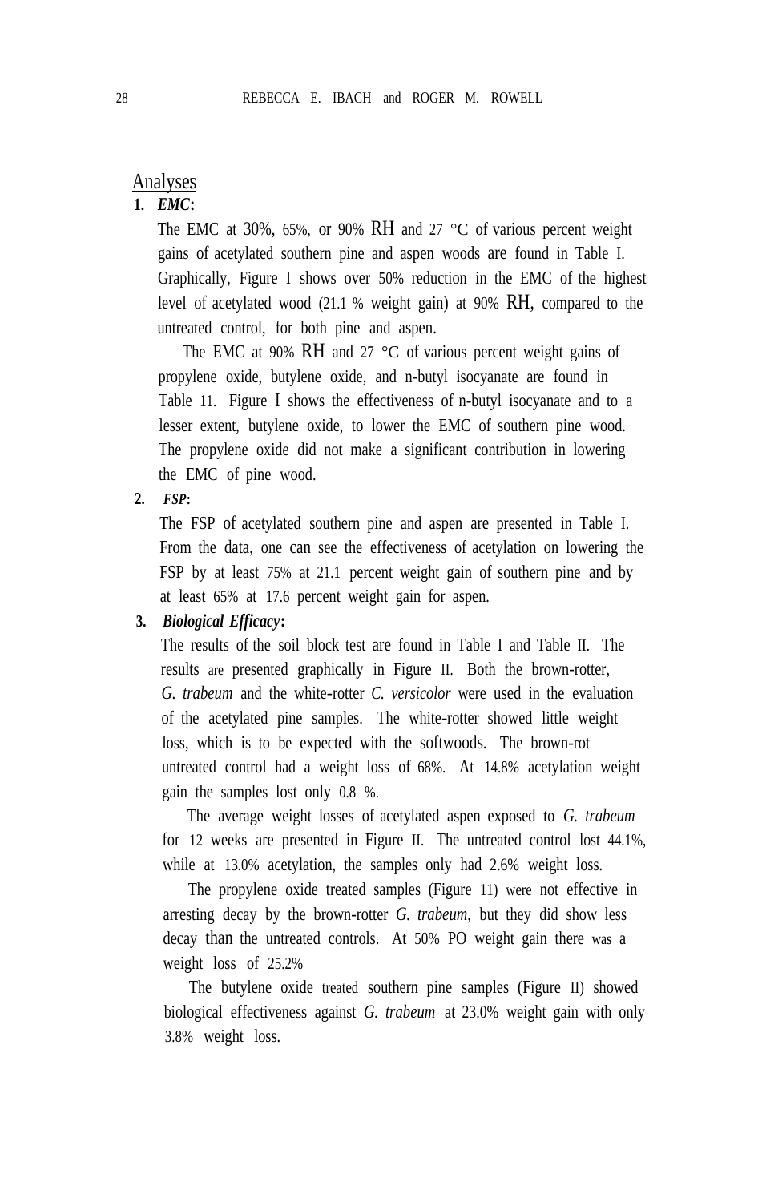## Analyses

1. ***EMC*:**

   The EMC at 30%, 65%, or 90% RH and 27 °C of various percent weight gains of acetylated southern pine and aspen woods are found in Table I. Graphically, Figure I shows over 50% reduction in the EMC of the highest level of acetylated wood (21.1 % weight gain) at 90% RH, compared to the untreated control, for both pine and aspen.

   The EMC at 90% RH and 27 °C of various percent weight gains of propylene oxide, butylene oxide, and n-butyl isocyanate are found in Table 11. Figure I shows the effectiveness of n-butyl isocyanate and to a lesser extent, butylene oxide, to lower the EMC of southern pine wood. The propylene oxide did not make a significant contribution in lowering the EMC of pine wood.

2. ***FSP*:**

   The FSP of acetylated southern pine and aspen are presented in Table I. From the data, one can see the effectiveness of acetylation on lowering the FSP by at least 75% at 21.1 percent weight gain of southern pine and by at least 65% at 17.6 percent weight gain for aspen.

3. ***Biological Efficacy*:**

   The results of the soil block test are found in Table I and Table II. The results are presented graphically in Figure II. Both the brown-rotter, *G. trabeum* and the white-rotter *C. versicolor* were used in the evaluation of the acetylated pine samples. The white-rotter showed little weight loss, which is to be expected with the softwoods. The brown-rot untreated control had a weight loss of 68%. At 14.8% acetylation weight gain the samples lost only 0.8 %.

   The average weight losses of acetylated aspen exposed to *G. trabeum* for 12 weeks are presented in Figure II. The untreated control lost 44.1%, while at 13.0% acetylation, the samples only had 2.6% weight loss.

   The propylene oxide treated samples (Figure 11) were not effective in arresting decay by the brown-rotter *G. trabeum*, but they did show less decay than the untreated controls. At 50% PO weight gain there was a weight loss of 25.2%

   The butylene oxide treated southern pine samples (Figure II) showed biological effectiveness against *G. trabeum* at 23.0% weight gain with only 3.8% weight loss.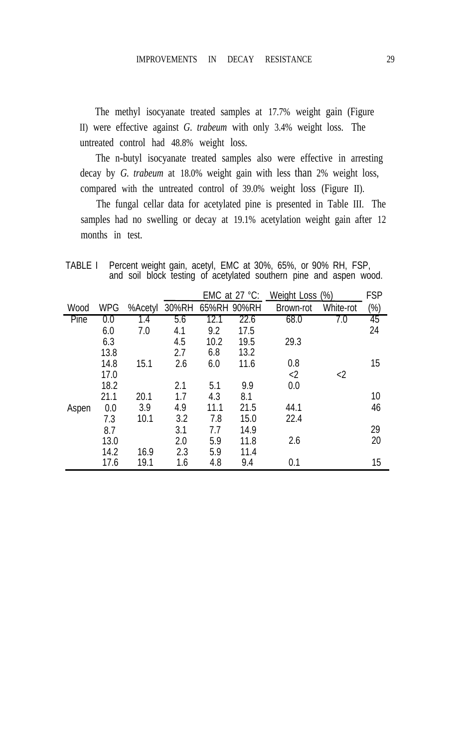The methyl isocyanate treated samples at 17.7% weight gain (Figure II) were effective against *G. trabeum* with only 3.4% weight loss. The untreated control had 48.8% weight loss.

The n-butyl isocyanate treated samples also were effective in arresting decay by *G. trabeum* at 18.0% weight gain with less than 2% weight loss, compared with the untreated control of 39.0% weight loss (Figure II).

The fungal cellar data for acetylated pine is presented in Table III. The samples had no swelling or decay at 19.1% acetylation weight gain after 12 months in test.

TABLE I Percent weight gain, acetyl, EMC at 30%, 65%, or 90% RH, FSP, and soil block testing of acetylated southern pine and aspen wood.

| | | | EMC at 27 °C: | | | Weight Loss (%) | | FSP |
|---|---|---|---|---|---|---|---|---|
| Wood | WPG | %Acetyl | 30%RH | 65%RH | 90%RH | Brown-rot | White-rot | (%) |
| Pine | 0.0 | 1.4 | 5.6 | 12.1 | 22.6 | 68.0 | 7.0 | 45 |
| | 6.0 | 7.0 | 4.1 | 9.2 | 17.5 | | | 24 |
| | 6.3 | | 4.5 | 10.2 | 19.5 | 29.3 | | |
| | 13.8 | | 2.7 | 6.8 | 13.2 | | | |
| | 14.8 | 15.1 | 2.6 | 6.0 | 11.6 | 0.8 | | 15 |
| | 17.0 | | | | | <2 | <2 | |
| | 18.2 | | 2.1 | 5.1 | 9.9 | 0.0 | | |
| | 21.1 | 20.1 | 1.7 | 4.3 | 8.1 | | | 10 |
| Aspen | 0.0 | 3.9 | 4.9 | 11.1 | 21.5 | 44.1 | | 46 |
| | 7.3 | 10.1 | 3.2 | 7.8 | 15.0 | 22.4 | | |
| | 8.7 | | 3.1 | 7.7 | 14.9 | | | 29 |
| | 13.0 | | 2.0 | 5.9 | 11.8 | 2.6 | | 20 |
| | 14.2 | 16.9 | 2.3 | 5.9 | 11.4 | | | |
| | 17.6 | 19.1 | 1.6 | 4.8 | 9.4 | 0.1 | | 15 |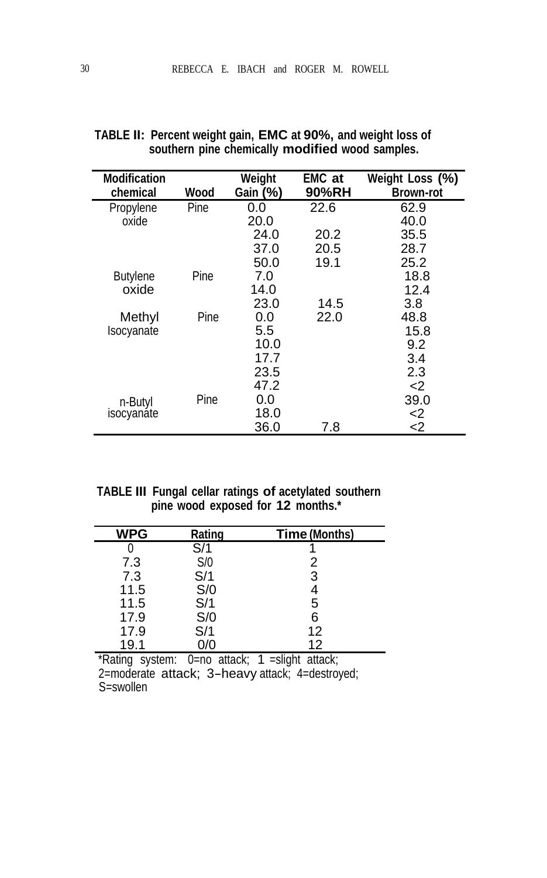**TABLE II: Percent weight gain, EMC at 90%, and weight loss of southern pine chemically modified wood samples.**

| Modification chemical | Wood | Weight Gain (%) | EMC at 90%RH | Weight Loss (%) Brown-rot |
|---|---|---|---|---|
| Propylene oxide | Pine | 0.0 | 22.6 | 62.9 |
| | | 20.0 | | 40.0 |
| | | 24.0 | 20.2 | 35.5 |
| | | 37.0 | 20.5 | 28.7 |
| | | 50.0 | 19.1 | 25.2 |
| Butylene oxide | Pine | 7.0 | | 18.8 |
| | | 14.0 | | 12.4 |
| | | 23.0 | 14.5 | 3.8 |
| Methyl Isocyanate | Pine | 0.0 | 22.0 | 48.8 |
| | | 5.5 | | 15.8 |
| | | 10.0 | | 9.2 |
| | | 17.7 | | 3.4 |
| | | 23.5 | | 2.3 |
| | | 47.2 | | <2 |
| n-Butyl isocyanate | Pine | 0.0 | | 39.0 |
| | | 18.0 | | <2 |
| | | 36.0 | 7.8 | <2 |

**TABLE III Fungal cellar ratings of acetylated southern pine wood exposed for 12 months.***

| WPG | Rating | Time (Months) |
|---|---|---|
| 0 | S/1 | 1 |
| 7.3 | S/0 | 2 |
| 7.3 | S/1 | 3 |
| 11.5 | S/0 | 4 |
| 11.5 | S/1 | 5 |
| 17.9 | S/0 | 6 |
| 17.9 | S/1 | 12 |
| 19.1 | 0/0 | 12 |

*Rating system: 0=no attack; 1 =slight attack; 2=moderate attack; 3-heavy attack; 4=destroyed; S=swollen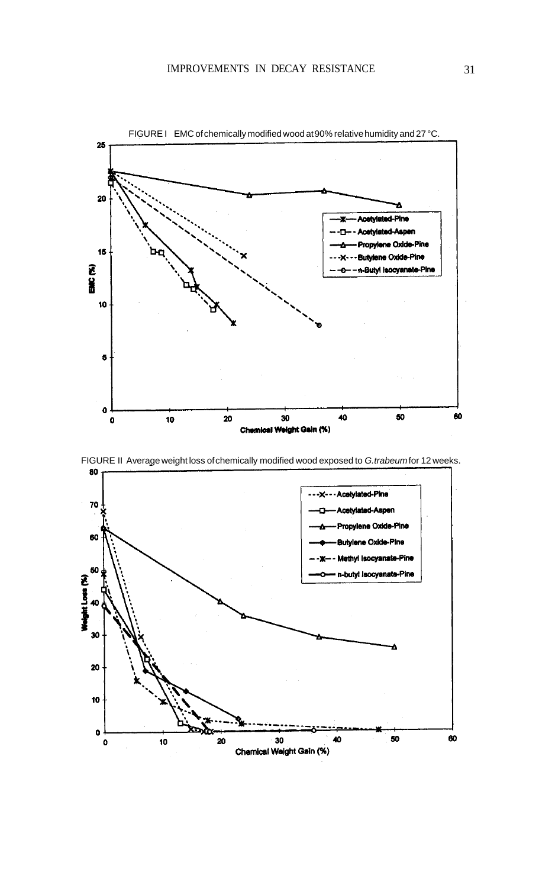FIGURE I EMC of chemically modified wood at 90% relative humidity and 27 °C.

FIGURE II Average weight loss of chemically modified wood exposed to *G.trabeum* for 12 weeks.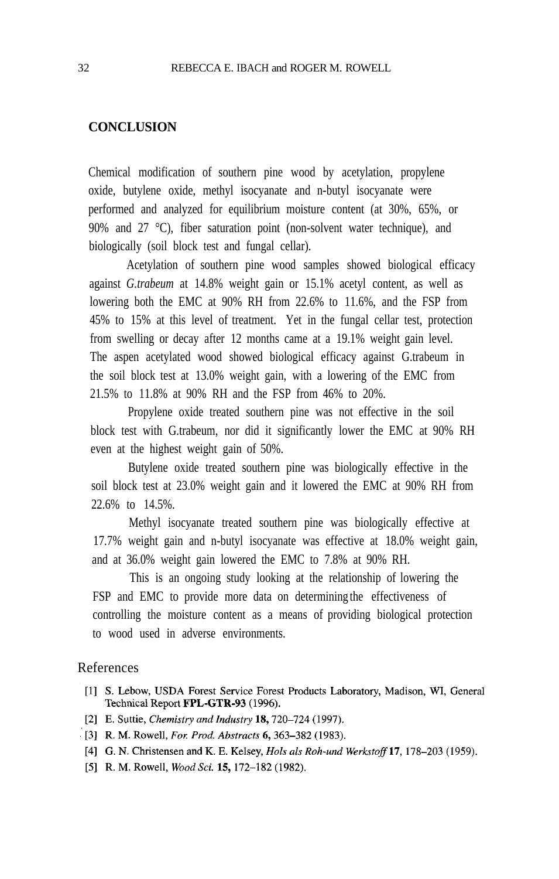## CONCLUSION

Chemical modification of southern pine wood by acetylation, propylene oxide, butylene oxide, methyl isocyanate and n-butyl isocyanate were performed and analyzed for equilibrium moisture content (at 30%, 65%, or 90% and 27 °C), fiber saturation point (non-solvent water technique), and biologically (soil block test and fungal cellar).

Acetylation of southern pine wood samples showed biological efficacy against *G.trabeum* at 14.8% weight gain or 15.1% acetyl content, as well as lowering both the EMC at 90% RH from 22.6% to 11.6%, and the FSP from 45% to 15% at this level of treatment. Yet in the fungal cellar test, protection from swelling or decay after 12 months came at a 19.1% weight gain level. The aspen acetylated wood showed biological efficacy against G.trabeum in the soil block test at 13.0% weight gain, with a lowering of the EMC from 21.5% to 11.8% at 90% RH and the FSP from 46% to 20%.

Propylene oxide treated southern pine was not effective in the soil block test with G.trabeum, nor did it significantly lower the EMC at 90% RH even at the highest weight gain of 50%.

Butylene oxide treated southern pine was biologically effective in the soil block test at 23.0% weight gain and it lowered the EMC at 90% RH from 22.6% to 14.5%.

Methyl isocyanate treated southern pine was biologically effective at 17.7% weight gain and n-butyl isocyanate was effective at 18.0% weight gain, and at 36.0% weight gain lowered the EMC to 7.8% at 90% RH.

This is an ongoing study looking at the relationship of lowering the FSP and EMC to provide more data on determining the effectiveness of controlling the moisture content as a means of providing biological protection to wood used in adverse environments.

## References

[1] S. Lebow, USDA Forest Service Forest Products Laboratory, Madison, WI, General Technical Report **FPL-GTR-93** (1996).

[2] E. Suttie, *Chemistry and Industry* **18,** 720–724 (1997).

[3] R. M. Rowell, *For. Prod. Abstracts* **6,** 363–382 (1983).

[4] G. N. Christensen and K. E. Kelsey, *Hols als Roh-und Werkstoff* **17**, 178–203 (1959).

[5] R. M. Rowell, *Wood Sci.* **15,** 172–182 (1982).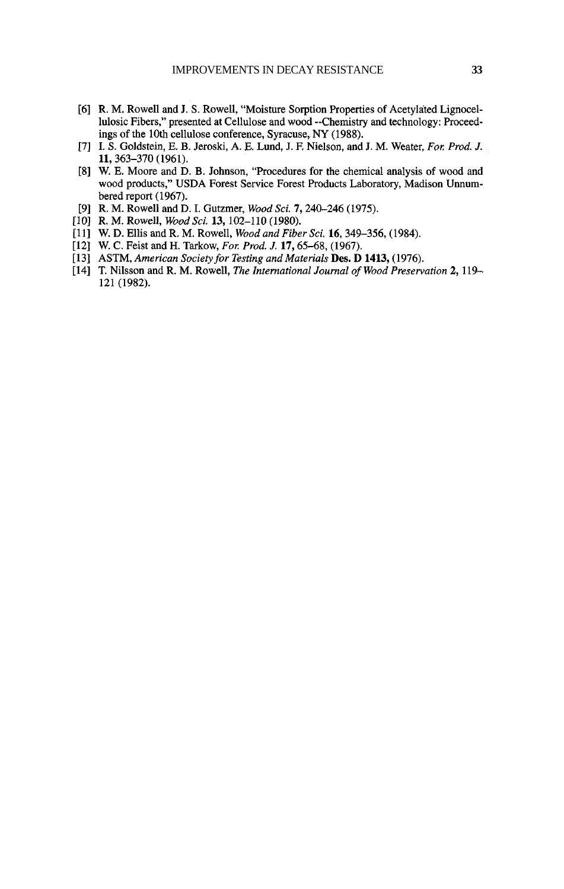[6] R. M. Rowell and J. S. Rowell, "Moisture Sorption Properties of Acetylated Lignocellulosic Fibers," presented at Cellulose and wood --Chemistry and technology: Proceedings of the 10th cellulose conference, Syracuse, NY (1988).

[7] I. S. Goldstein, E. B. Jeroski, A. E. Lund, J. F. Nielson, and J. M. Weater, *For. Prod. J.* **11**, 363–370 (1961).

[8] W. E. Moore and D. B. Johnson, "Procedures for the chemical analysis of wood and wood products," USDA Forest Service Forest Products Laboratory, Madison Unnumbered report (1967).

[9] R. M. Rowell and D. I. Gutzmer, *Wood Sci.* **7**, 240–246 (1975).

[10] R. M. Rowell, *Wood Sci.* **13**, 102–110 (1980).

[11] W. D. Ellis and R. M. Rowell, *Wood and Fiber Sci.* **16**, 349–356, (1984).

[12] W. C. Feist and H. Tarkow, *For. Prod. J.* **17**, 65–68, (1967).

[13] ASTM, *American Society for Testing and Materials* **Des. D 1413,** (1976).

[14] T. Nilsson and R. M. Rowell, *The International Journal of Wood Preservation* **2**, 119–121 (1982).